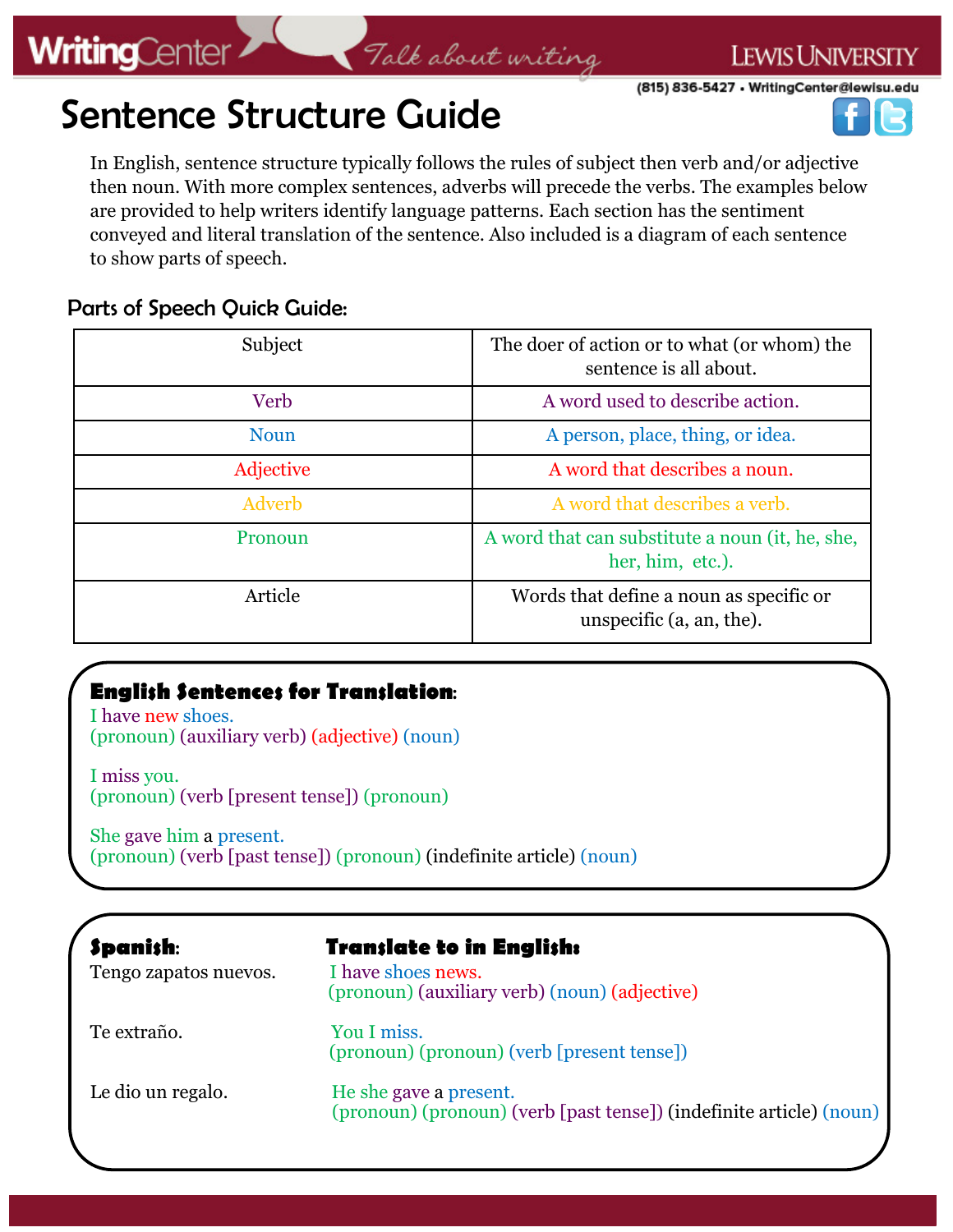# Sentence Structure Guide

In English, sentence structure typically follows the rules of subject then verb and/or adjective then noun. With more complex sentences, adverbs will precede the verbs. The examples below are provided to help writers identify language patterns. Each section has the sentiment conveyed and literal translation of the sentence. Also included is a diagram of each sentence to show parts of speech.

## Parts of Speech Quick Guide:

| Subject | The doer of action or to what (or whom) the sentence is all about. |
|---|---|
| Verb | A word used to describe action. |
| Noun | A person, place, thing, or idea. |
| Adjective | A word that describes a noun. |
| Adverb | A word that describes a verb. |
| Pronoun | A word that can substitute a noun (it, he, she, her, him, etc.). |
| Article | Words that define a noun as specific or unspecific (a, an, the). |

**English Sentences for Translation:**

I have new shoes.
(pronoun) (auxiliary verb) (adjective) (noun)

I miss you.
(pronoun) (verb [present tense]) (pronoun)

She gave him a present.
(pronoun) (verb [past tense]) (pronoun) (indefinite article) (noun)

| **Spanish:** | **Translate to in English:** |
|---|---|
| Tengo zapatos nuevos. | I have shoes news.<br>(pronoun) (auxiliary verb) (noun) (adjective) |
| Te extraño. | You I miss.<br>(pronoun) (pronoun) (verb [present tense]) |
| Le dio un regalo. | He she gave a present.<br>(pronoun) (pronoun) (verb [past tense]) (indefinite article) (noun) |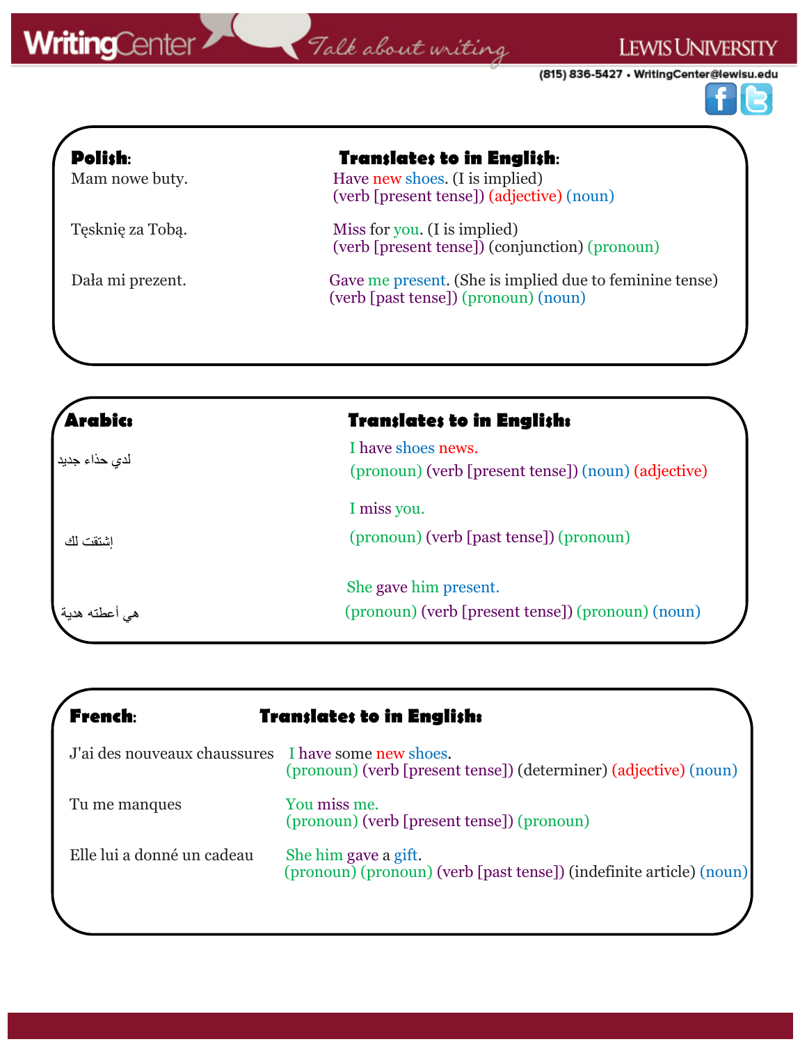| **Polish:** | **Translates to in English:** |
|---|---|
| Mam nowe buty. | Have new shoes. (I is implied)<br>(verb [present tense]) (adjective) (noun) |
| Tęsknię za Tobą. | Miss for you. (I is implied)<br>(verb [present tense]) (conjunction) (pronoun) |
| Dała mi prezent. | Gave me present. (She is implied due to feminine tense)<br>(verb [past tense]) (pronoun) (noun) |

| **Arabic:** | **Translates to in English:** |
|---|---|
| لدي حذاء جديد | I have shoes news.<br>(pronoun) (verb [present tense]) (noun) (adjective) |
| إشتقت لك | I miss you.<br>(pronoun) (verb [past tense]) (pronoun) |
| هي أعطته هدية | She gave him present.<br>(pronoun) (verb [present tense]) (pronoun) (noun) |

| **French:** | **Translates to in English:** |
|---|---|
| J'ai des nouveaux chaussures | I have some new shoes.<br>(pronoun) (verb [present tense]) (determiner) (adjective) (noun) |
| Tu me manques | You miss me.<br>(pronoun) (verb [present tense]) (pronoun) |
| Elle lui a donné un cadeau | She him gave a gift.<br>(pronoun) (pronoun) (verb [past tense]) (indefinite article) (noun) |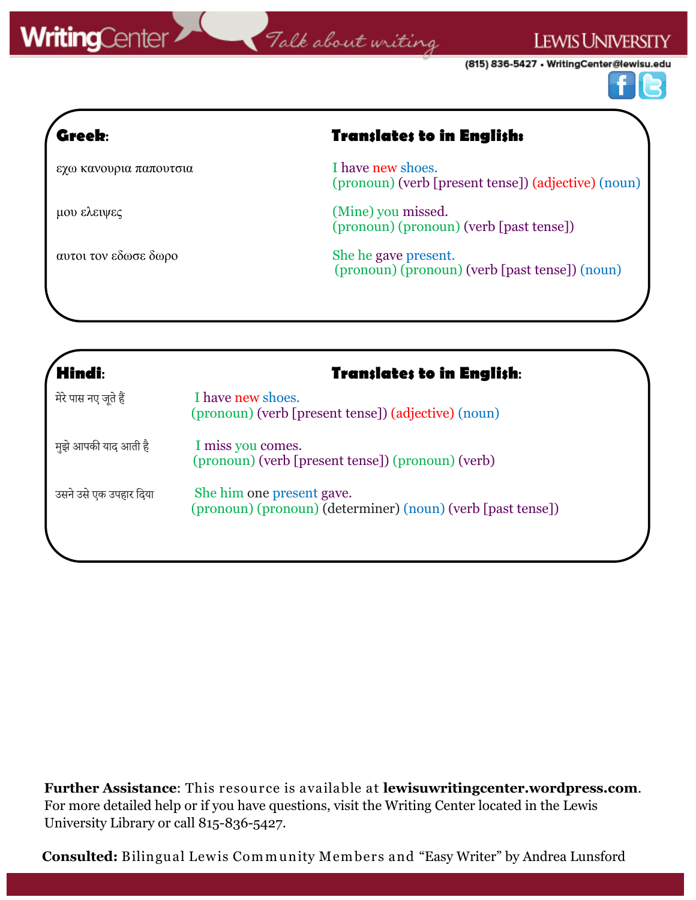| Greek: | Translates to in English: |
| --- | --- |
| εχω καινουρια παπουτσια | I have new shoes.<br>(pronoun) (verb [present tense]) (adjective) (noun) |
| μου ελειψες | (Mine) you missed.<br>(pronoun) (pronoun) (verb [past tense]) |
| αυτοι τον εδωσε δωρο | She he gave present.<br>(pronoun) (pronoun) (verb [past tense]) (noun) |

| Hindi: | Translates to in English: |
| --- | --- |
| मेरे पास नए जूते हैं | I have new shoes.<br>(pronoun) (verb [present tense]) (adjective) (noun) |
| मुझे आपकी याद आती है | I miss you comes.<br>(pronoun) (verb [present tense]) (pronoun) (verb) |
| उसने उसे एक उपहार दिया | She him one present gave.<br>(pronoun) (pronoun) (determiner) (noun) (verb [past tense]) |

**Further Assistance**: This resource is available at **lewisuwritingcenter.wordpress.com**. For more detailed help or if you have questions, visit the Writing Center located in the Lewis University Library or call 815-836-5427.

**Consulted:** Bilingual Lewis Community Members and "Easy Writer" by Andrea Lunsford